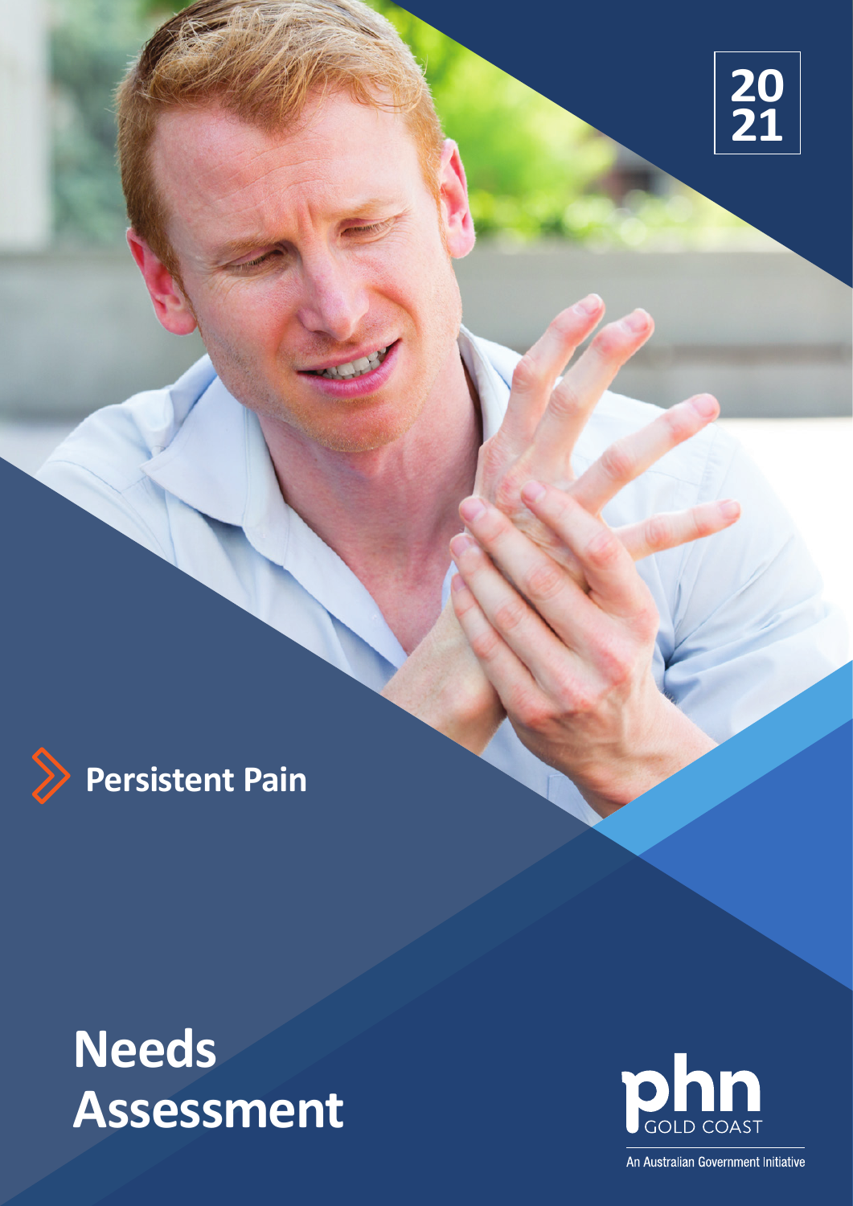2021

# Persistent Pain

# Needs Assessment

phn GOLD COAST

An Australian Government Initiative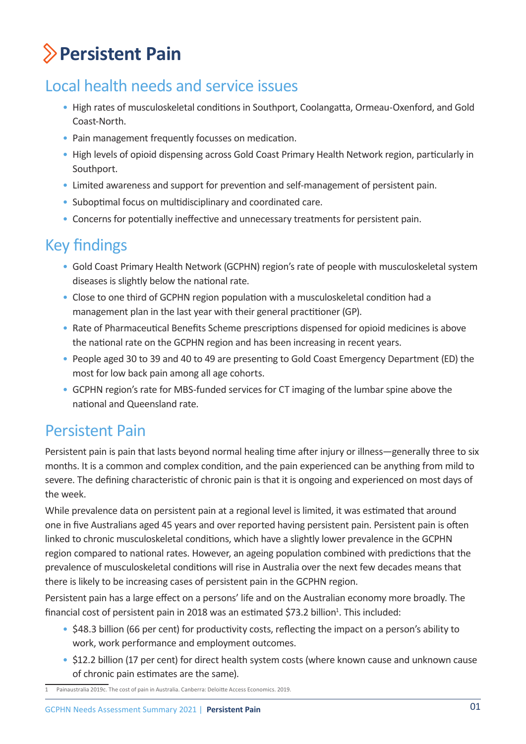# Persistent Pain

## Local health needs and service issues

- High rates of musculoskeletal conditions in Southport, Coolangatta, Ormeau-Oxenford, and Gold Coast-North.
- Pain management frequently focusses on medication.
- High levels of opioid dispensing across Gold Coast Primary Health Network region, particularly in Southport.
- Limited awareness and support for prevention and self-management of persistent pain.
- Suboptimal focus on multidisciplinary and coordinated care.
- Concerns for potentially ineffective and unnecessary treatments for persistent pain.

## Key findings

- Gold Coast Primary Health Network (GCPHN) region's rate of people with musculoskeletal system diseases is slightly below the national rate.
- Close to one third of GCPHN region population with a musculoskeletal condition had a management plan in the last year with their general practitioner (GP).
- Rate of Pharmaceutical Benefits Scheme prescriptions dispensed for opioid medicines is above the national rate on the GCPHN region and has been increasing in recent years.
- People aged 30 to 39 and 40 to 49 are presenting to Gold Coast Emergency Department (ED) the most for low back pain among all age cohorts.
- GCPHN region's rate for MBS-funded services for CT imaging of the lumbar spine above the national and Queensland rate.

## Persistent Pain

Persistent pain is pain that lasts beyond normal healing time after injury or illness—generally three to six months. It is a common and complex condition, and the pain experienced can be anything from mild to severe. The defining characteristic of chronic pain is that it is ongoing and experienced on most days of the week.

While prevalence data on persistent pain at a regional level is limited, it was estimated that around one in five Australians aged 45 years and over reported having persistent pain. Persistent pain is often linked to chronic musculoskeletal conditions, which have a slightly lower prevalence in the GCPHN region compared to national rates. However, an ageing population combined with predictions that the prevalence of musculoskeletal conditions will rise in Australia over the next few decades means that there is likely to be increasing cases of persistent pain in the GCPHN region.

Persistent pain has a large effect on a persons' life and on the Australian economy more broadly. The financial cost of persistent pain in 2018 was an estimated $73.2 billion[1]. This included:

- $48.3 billion (66 per cent) for productivity costs, reflecting the impact on a person's ability to work, work performance and employment outcomes.
- $12.2 billion (17 per cent) for direct health system costs (where known cause and unknown cause of chronic pain estimates are the same).

1 Painaustralia 2019c. The cost of pain in Australia. Canberra: Deloitte Access Economics. 2019.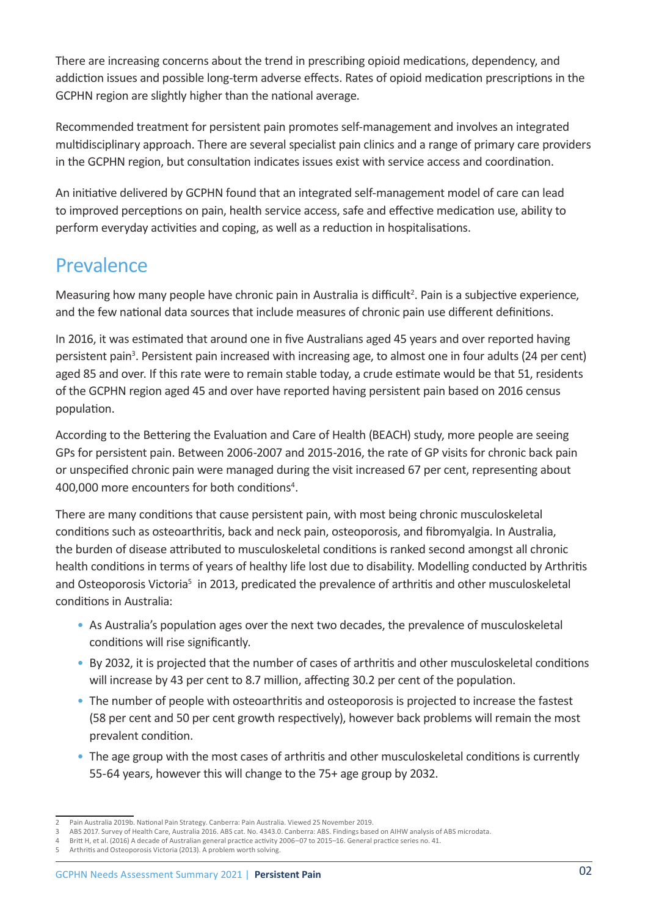There are increasing concerns about the trend in prescribing opioid medications, dependency, and addiction issues and possible long-term adverse effects. Rates of opioid medication prescriptions in the GCPHN region are slightly higher than the national average.

Recommended treatment for persistent pain promotes self-management and involves an integrated multidisciplinary approach. There are several specialist pain clinics and a range of primary care providers in the GCPHN region, but consultation indicates issues exist with service access and coordination.

An initiative delivered by GCPHN found that an integrated self-management model of care can lead to improved perceptions on pain, health service access, safe and effective medication use, ability to perform everyday activities and coping, as well as a reduction in hospitalisations.

## Prevalence

Measuring how many people have chronic pain in Australia is difficult[2]. Pain is a subjective experience, and the few national data sources that include measures of chronic pain use different definitions.

In 2016, it was estimated that around one in five Australians aged 45 years and over reported having persistent pain[3]. Persistent pain increased with increasing age, to almost one in four adults (24 per cent) aged 85 and over. If this rate were to remain stable today, a crude estimate would be that 51, residents of the GCPHN region aged 45 and over have reported having persistent pain based on 2016 census population.

According to the Bettering the Evaluation and Care of Health (BEACH) study, more people are seeing GPs for persistent pain. Between 2006-2007 and 2015-2016, the rate of GP visits for chronic back pain or unspecified chronic pain were managed during the visit increased 67 per cent, representing about 400,000 more encounters for both conditions[4].

There are many conditions that cause persistent pain, with most being chronic musculoskeletal conditions such as osteoarthritis, back and neck pain, osteoporosis, and fibromyalgia. In Australia, the burden of disease attributed to musculoskeletal conditions is ranked second amongst all chronic health conditions in terms of years of healthy life lost due to disability. Modelling conducted by Arthritis and Osteoporosis Victoria[5] in 2013, predicated the prevalence of arthritis and other musculoskeletal conditions in Australia:

- As Australia's population ages over the next two decades, the prevalence of musculoskeletal conditions will rise significantly.
- By 2032, it is projected that the number of cases of arthritis and other musculoskeletal conditions will increase by 43 per cent to 8.7 million, affecting 30.2 per cent of the population.
- The number of people with osteoarthritis and osteoporosis is projected to increase the fastest (58 per cent and 50 per cent growth respectively), however back problems will remain the most prevalent condition.
- The age group with the most cases of arthritis and other musculoskeletal conditions is currently 55-64 years, however this will change to the 75+ age group by 2032.

---

2 Pain Australia 2019b. National Pain Strategy. Canberra: Pain Australia. Viewed 25 November 2019.
3 ABS 2017. Survey of Health Care, Australia 2016. ABS cat. No. 4343.0. Canberra: ABS. Findings based on AIHW analysis of ABS microdata.
4 Britt H, et al. (2016) A decade of Australian general practice activity 2006–07 to 2015–16. General practice series no. 41.
5 Arthritis and Osteoporosis Victoria (2013). A problem worth solving.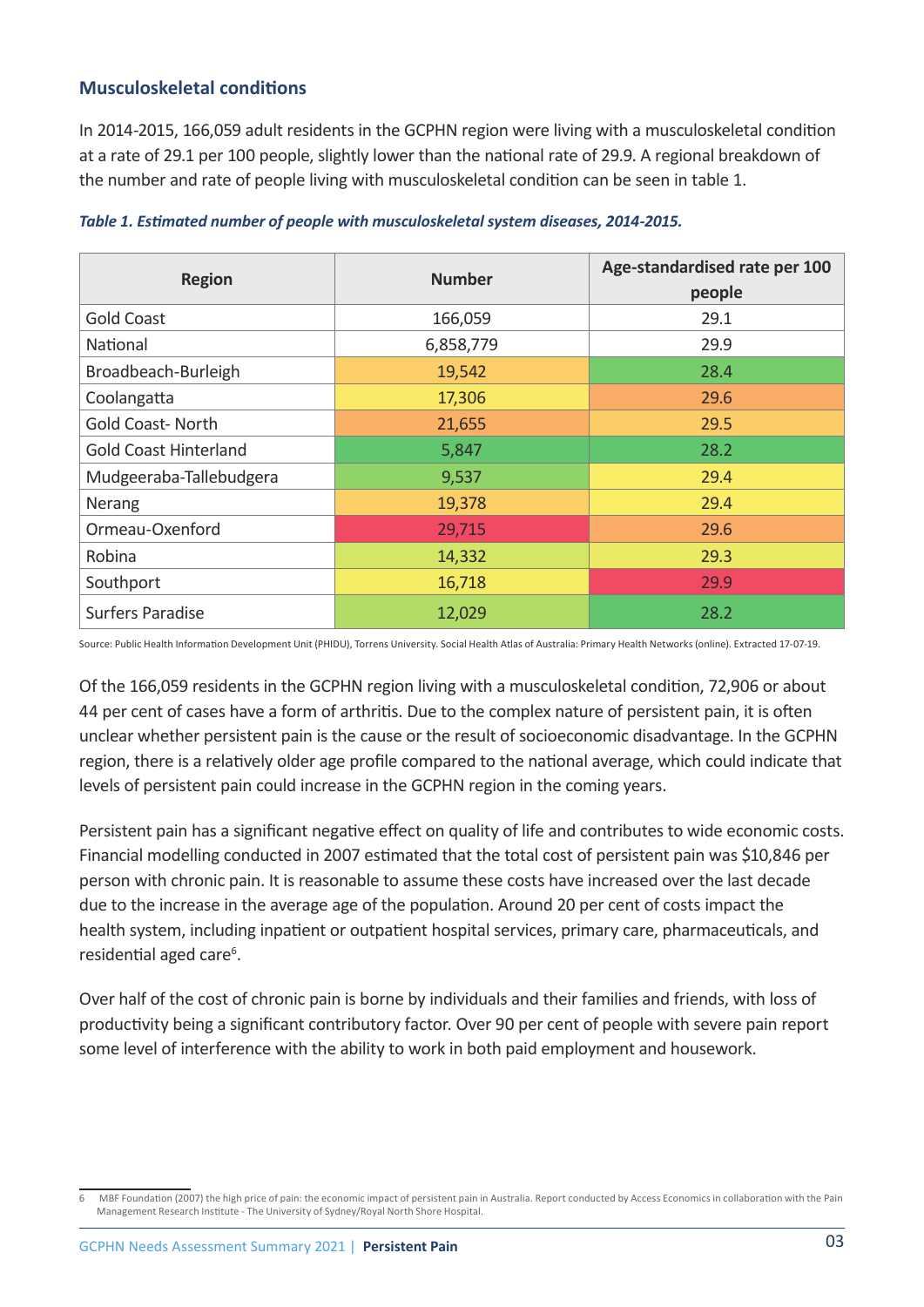## Musculoskeletal conditions

In 2014-2015, 166,059 adult residents in the GCPHN region were living with a musculoskeletal condition at a rate of 29.1 per 100 people, slightly lower than the national rate of 29.9. A regional breakdown of the number and rate of people living with musculoskeletal condition can be seen in table 1.

***Table 1. Estimated number of people with musculoskeletal system diseases, 2014-2015.***

| Region | Number | Age-standardised rate per 100 people |
| --- | --- | --- |
| Gold Coast | 166,059 | 29.1 |
| National | 6,858,779 | 29.9 |
| Broadbeach-Burleigh | 19,542 | 28.4 |
| Coolangatta | 17,306 | 29.6 |
| Gold Coast- North | 21,655 | 29.5 |
| Gold Coast Hinterland | 5,847 | 28.2 |
| Mudgeeraba-Tallebudgera | 9,537 | 29.4 |
| Nerang | 19,378 | 29.4 |
| Ormeau-Oxenford | 29,715 | 29.6 |
| Robina | 14,332 | 29.3 |
| Southport | 16,718 | 29.9 |
| Surfers Paradise | 12,029 | 28.2 |

Source: Public Health Information Development Unit (PHIDU), Torrens University. Social Health Atlas of Australia: Primary Health Networks (online). Extracted 17-07-19.

Of the 166,059 residents in the GCPHN region living with a musculoskeletal condition, 72,906 or about 44 per cent of cases have a form of arthritis. Due to the complex nature of persistent pain, it is often unclear whether persistent pain is the cause or the result of socioeconomic disadvantage. In the GCPHN region, there is a relatively older age profile compared to the national average, which could indicate that levels of persistent pain could increase in the GCPHN region in the coming years.

Persistent pain has a significant negative effect on quality of life and contributes to wide economic costs. Financial modelling conducted in 2007 estimated that the total cost of persistent pain was $10,846 per person with chronic pain. It is reasonable to assume these costs have increased over the last decade due to the increase in the average age of the population. Around 20 per cent of costs impact the health system, including inpatient or outpatient hospital services, primary care, pharmaceuticals, and residential aged care[6].

Over half of the cost of chronic pain is borne by individuals and their families and friends, with loss of productivity being a significant contributory factor. Over 90 per cent of people with severe pain report some level of interference with the ability to work in both paid employment and housework.

6 MBF Foundation (2007) the high price of pain: the economic impact of persistent pain in Australia. Report conducted by Access Economics in collaboration with the Pain Management Research Institute - The University of Sydney/Royal North Shore Hospital.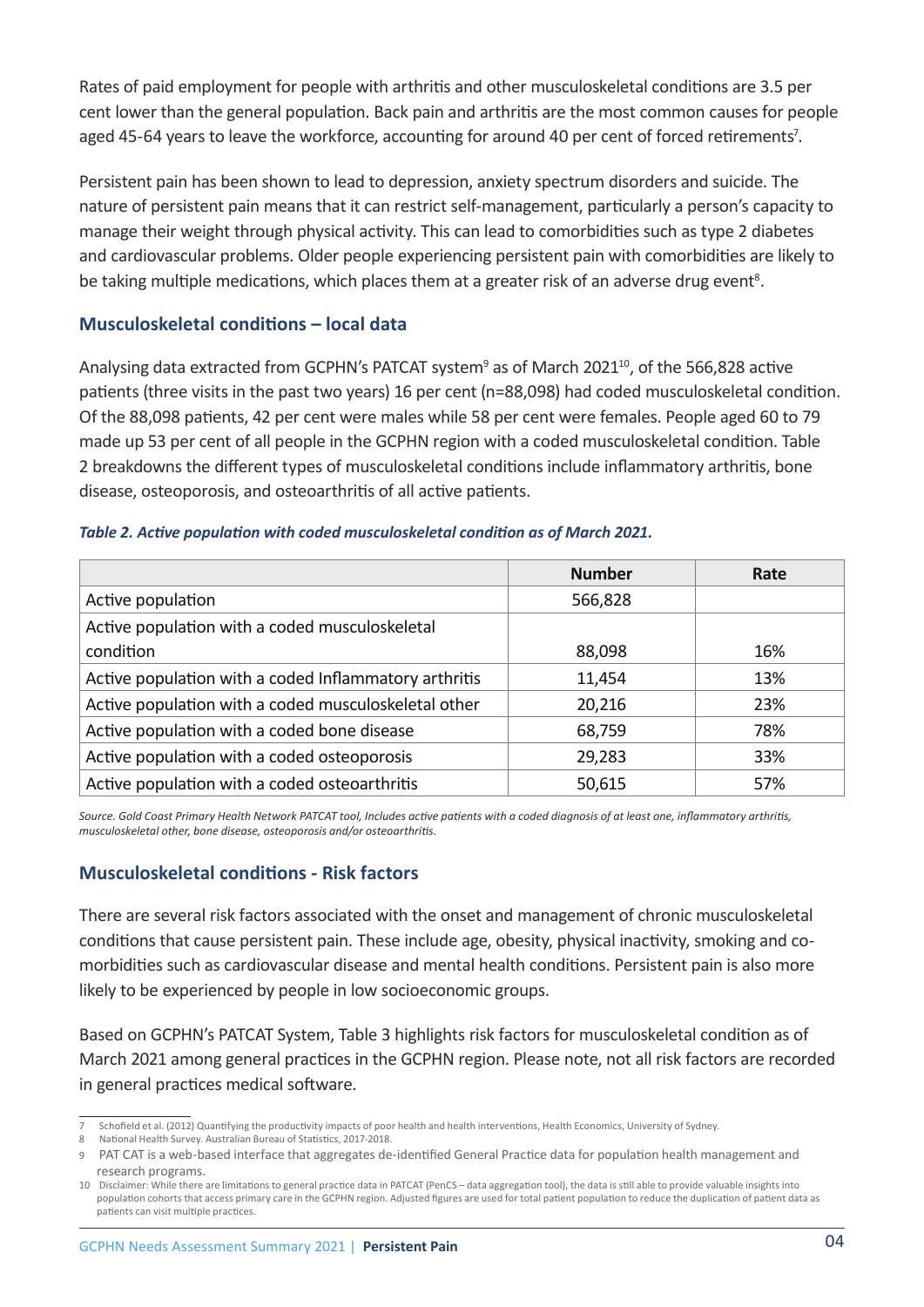Rates of paid employment for people with arthritis and other musculoskeletal conditions are 3.5 per cent lower than the general population. Back pain and arthritis are the most common causes for people aged 45-64 years to leave the workforce, accounting for around 40 per cent of forced retirements[7].

Persistent pain has been shown to lead to depression, anxiety spectrum disorders and suicide. The nature of persistent pain means that it can restrict self-management, particularly a person's capacity to manage their weight through physical activity. This can lead to comorbidities such as type 2 diabetes and cardiovascular problems. Older people experiencing persistent pain with comorbidities are likely to be taking multiple medications, which places them at a greater risk of an adverse drug event[8].

## Musculoskeletal conditions – local data

Analysing data extracted from GCPHN's PATCAT system[9] as of March 2021[10], of the 566,828 active patients (three visits in the past two years) 16 per cent (n=88,098) had coded musculoskeletal condition. Of the 88,098 patients, 42 per cent were males while 58 per cent were females. People aged 60 to 79 made up 53 per cent of all people in the GCPHN region with a coded musculoskeletal condition. Table 2 breakdowns the different types of musculoskeletal conditions include inflammatory arthritis, bone disease, osteoporosis, and osteoarthritis of all active patients.

***Table 2. Active population with coded musculoskeletal condition as of March 2021.***

| | Number | Rate |
|---|---|---|
| Active population | 566,828 | |
| Active population with a coded musculoskeletal condition | 88,098 | 16% |
| Active population with a coded Inflammatory arthritis | 11,454 | 13% |
| Active population with a coded musculoskeletal other | 20,216 | 23% |
| Active population with a coded bone disease | 68,759 | 78% |
| Active population with a coded osteoporosis | 29,283 | 33% |
| Active population with a coded osteoarthritis | 50,615 | 57% |

*Source. Gold Coast Primary Health Network PATCAT tool, Includes active patients with a coded diagnosis of at least one, inflammatory arthritis, musculoskeletal other, bone disease, osteoporosis and/or osteoarthritis.*

## Musculoskeletal conditions - Risk factors

There are several risk factors associated with the onset and management of chronic musculoskeletal conditions that cause persistent pain. These include age, obesity, physical inactivity, smoking and co-morbidities such as cardiovascular disease and mental health conditions. Persistent pain is also more likely to be experienced by people in low socioeconomic groups.

Based on GCPHN's PATCAT System, Table 3 highlights risk factors for musculoskeletal condition as of March 2021 among general practices in the GCPHN region. Please note, not all risk factors are recorded in general practices medical software.

---

7 Schofield et al. (2012) Quantifying the productivity impacts of poor health and health interventions, Health Economics, University of Sydney.

8 National Health Survey. Australian Bureau of Statistics, 2017-2018.

9 PAT CAT is a web-based interface that aggregates de-identified General Practice data for population health management and research programs.

10 Disclaimer: While there are limitations to general practice data in PATCAT (PenCS – data aggregation tool), the data is still able to provide valuable insights into population cohorts that access primary care in the GCPHN region. Adjusted figures are used for total patient population to reduce the duplication of patient data as patients can visit multiple practices.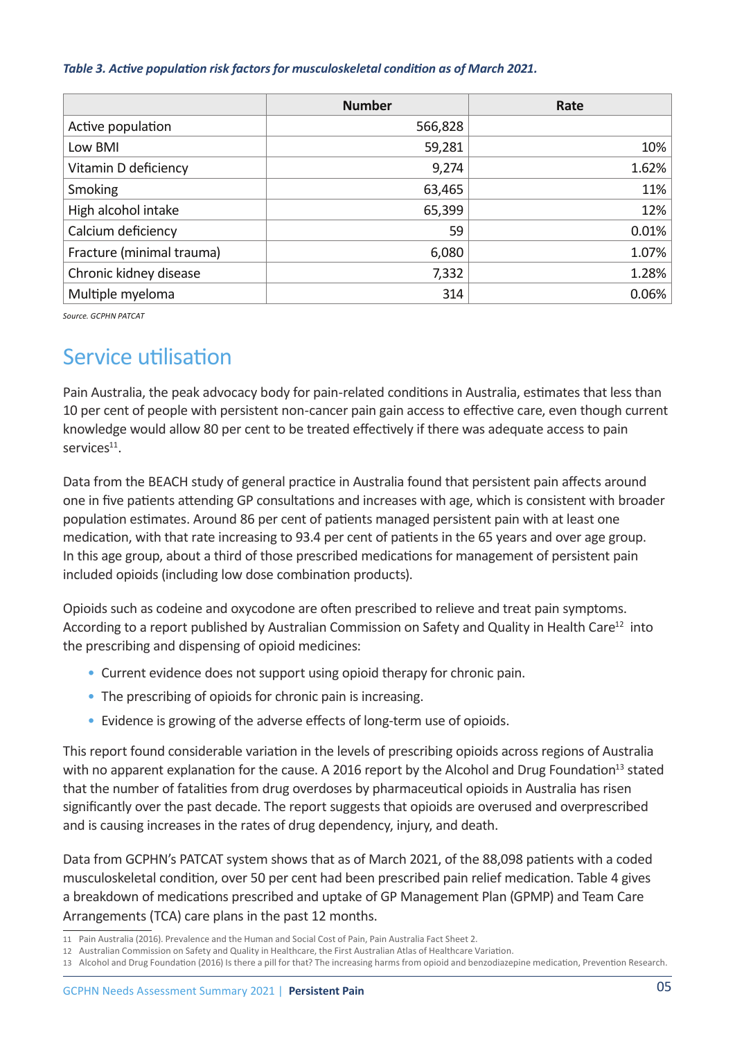*Table 3. Active population risk factors for musculoskeletal condition as of March 2021.*

| | Number | Rate |
|---|---|---|
| Active population | 566,828 | |
| Low BMI | 59,281 | 10% |
| Vitamin D deficiency | 9,274 | 1.62% |
| Smoking | 63,465 | 11% |
| High alcohol intake | 65,399 | 12% |
| Calcium deficiency | 59 | 0.01% |
| Fracture (minimal trauma) | 6,080 | 1.07% |
| Chronic kidney disease | 7,332 | 1.28% |
| Multiple myeloma | 314 | 0.06% |

*Source. GCPHN PATCAT*

## Service utilisation

Pain Australia, the peak advocacy body for pain-related conditions in Australia, estimates that less than 10 per cent of people with persistent non-cancer pain gain access to effective care, even though current knowledge would allow 80 per cent to be treated effectively if there was adequate access to pain services[11].

Data from the BEACH study of general practice in Australia found that persistent pain affects around one in five patients attending GP consultations and increases with age, which is consistent with broader population estimates. Around 86 per cent of patients managed persistent pain with at least one medication, with that rate increasing to 93.4 per cent of patients in the 65 years and over age group. In this age group, about a third of those prescribed medications for management of persistent pain included opioids (including low dose combination products).

Opioids such as codeine and oxycodone are often prescribed to relieve and treat pain symptoms. According to a report published by Australian Commission on Safety and Quality in Health Care[12] into the prescribing and dispensing of opioid medicines:

- Current evidence does not support using opioid therapy for chronic pain.
- The prescribing of opioids for chronic pain is increasing.
- Evidence is growing of the adverse effects of long-term use of opioids.

This report found considerable variation in the levels of prescribing opioids across regions of Australia with no apparent explanation for the cause. A 2016 report by the Alcohol and Drug Foundation[13] stated that the number of fatalities from drug overdoses by pharmaceutical opioids in Australia has risen significantly over the past decade. The report suggests that opioids are overused and overprescribed and is causing increases in the rates of drug dependency, injury, and death.

Data from GCPHN's PATCAT system shows that as of March 2021, of the 88,098 patients with a coded musculoskeletal condition, over 50 per cent had been prescribed pain relief medication. Table 4 gives a breakdown of medications prescribed and uptake of GP Management Plan (GPMP) and Team Care Arrangements (TCA) care plans in the past 12 months.

11 Pain Australia (2016). Prevalence and the Human and Social Cost of Pain, Pain Australia Fact Sheet 2.
12 Australian Commission on Safety and Quality in Healthcare, the First Australian Atlas of Healthcare Variation.
13 Alcohol and Drug Foundation (2016) Is there a pill for that? The increasing harms from opioid and benzodiazepine medication, Prevention Research.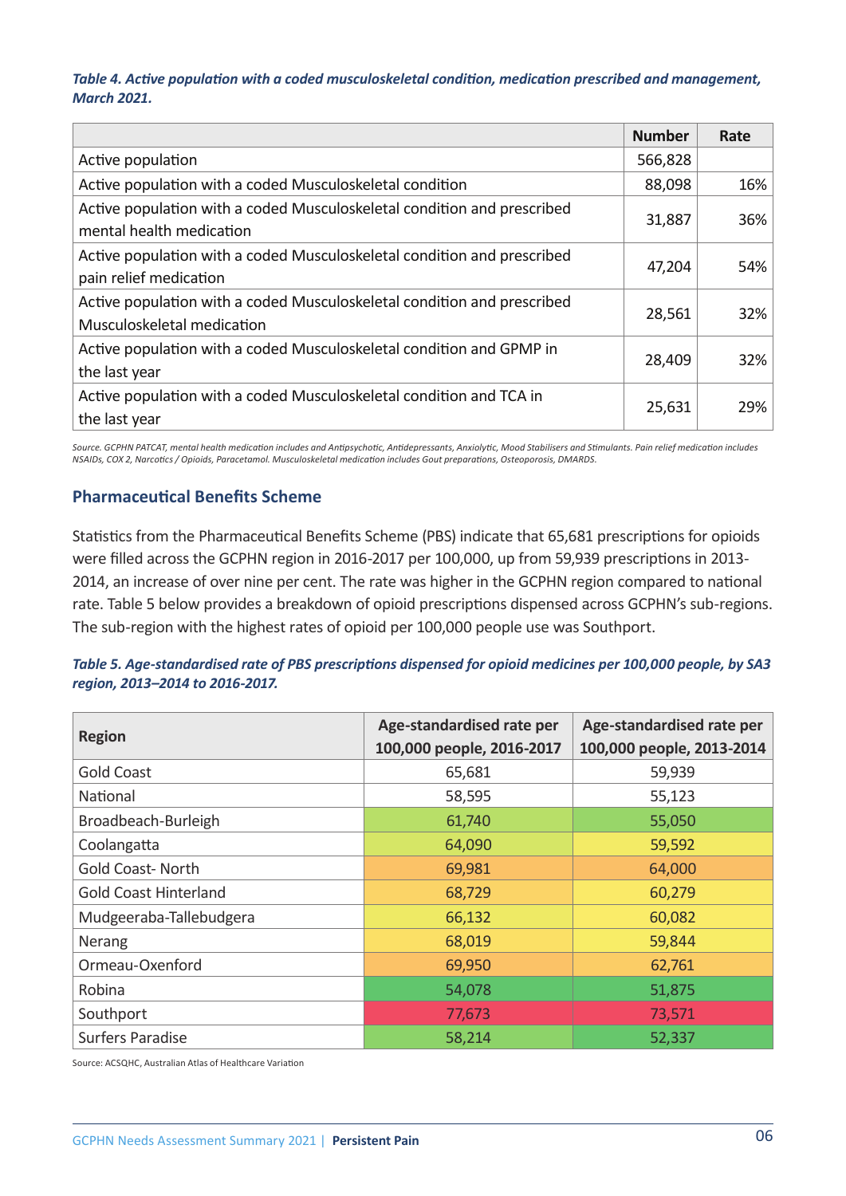*Table 4. Active population with a coded musculoskeletal condition, medication prescribed and management, March 2021.*

| | Number | Rate |
|---|---|---|
| Active population | 566,828 | |
| Active population with a coded Musculoskeletal condition | 88,098 | 16% |
| Active population with a coded Musculoskeletal condition and prescribed mental health medication | 31,887 | 36% |
| Active population with a coded Musculoskeletal condition and prescribed pain relief medication | 47,204 | 54% |
| Active population with a coded Musculoskeletal condition and prescribed Musculoskeletal medication | 28,561 | 32% |
| Active population with a coded Musculoskeletal condition and GPMP in the last year | 28,409 | 32% |
| Active population with a coded Musculoskeletal condition and TCA in the last year | 25,631 | 29% |

*Source. GCPHN PATCAT, mental health medication includes and Antipsychotic, Antidepressants, Anxiolytic, Mood Stabilisers and Stimulants. Pain relief medication includes NSAIDs, COX 2, Narcotics / Opioids, Paracetamol. Musculoskeletal medication includes Gout preparations, Osteoporosis, DMARDS.*

## Pharmaceutical Benefits Scheme

Statistics from the Pharmaceutical Benefits Scheme (PBS) indicate that 65,681 prescriptions for opioids were filled across the GCPHN region in 2016-2017 per 100,000, up from 59,939 prescriptions in 2013-2014, an increase of over nine per cent. The rate was higher in the GCPHN region compared to national rate. Table 5 below provides a breakdown of opioid prescriptions dispensed across GCPHN's sub-regions. The sub-region with the highest rates of opioid per 100,000 people use was Southport.

*Table 5. Age-standardised rate of PBS prescriptions dispensed for opioid medicines per 100,000 people, by SA3 region, 2013–2014 to 2016-2017.*

| Region | Age-standardised rate per 100,000 people, 2016-2017 | Age-standardised rate per 100,000 people, 2013-2014 |
|---|---|---|
| Gold Coast | 65,681 | 59,939 |
| National | 58,595 | 55,123 |
| Broadbeach-Burleigh | 61,740 | 55,050 |
| Coolangatta | 64,090 | 59,592 |
| Gold Coast- North | 69,981 | 64,000 |
| Gold Coast Hinterland | 68,729 | 60,279 |
| Mudgeeraba-Tallebudgera | 66,132 | 60,082 |
| Nerang | 68,019 | 59,844 |
| Ormeau-Oxenford | 69,950 | 62,761 |
| Robina | 54,078 | 51,875 |
| Southport | 77,673 | 73,571 |
| Surfers Paradise | 58,214 | 52,337 |

Source: ACSQHC, Australian Atlas of Healthcare Variation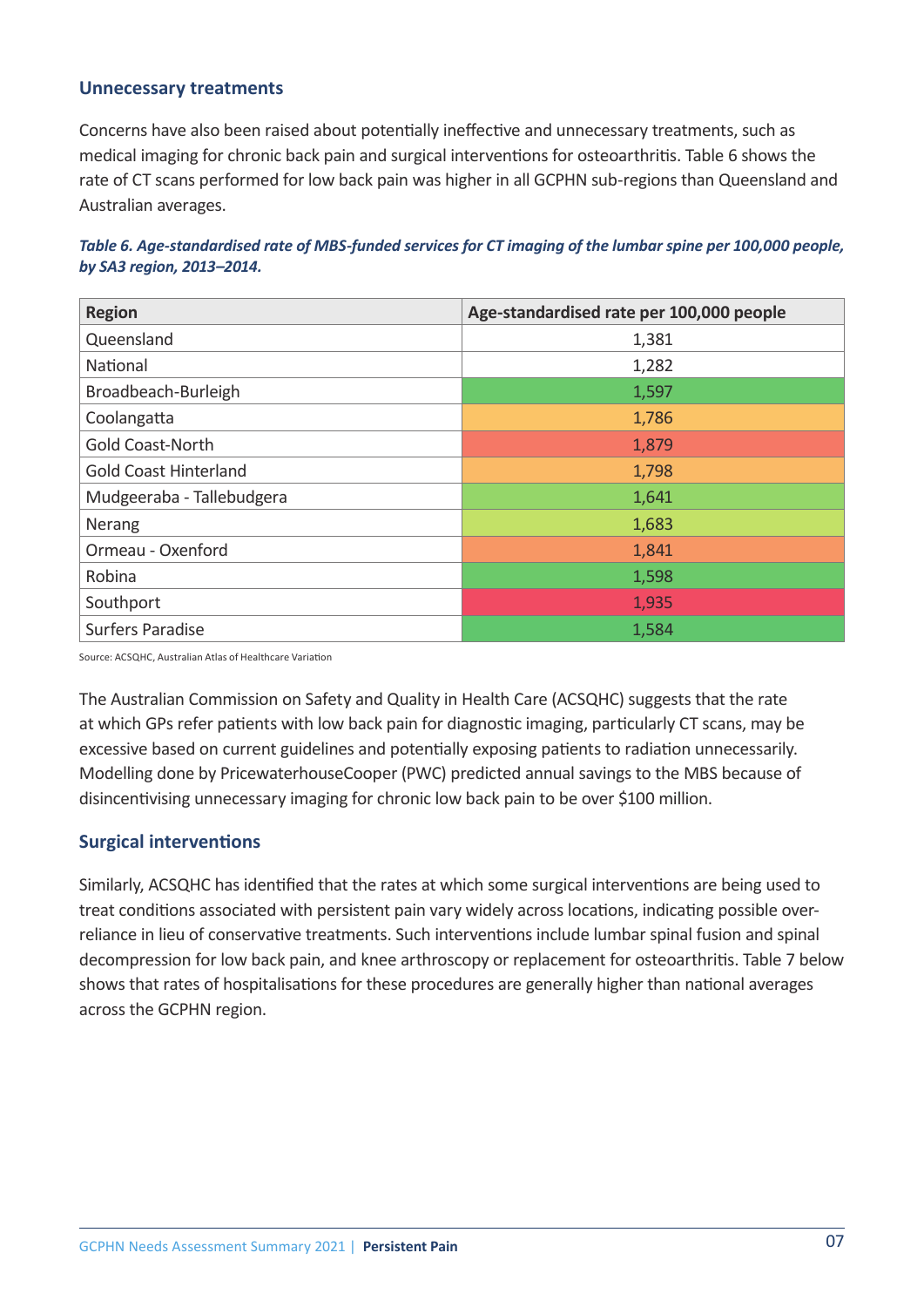## Unnecessary treatments

Concerns have also been raised about potentially ineffective and unnecessary treatments, such as medical imaging for chronic back pain and surgical interventions for osteoarthritis. Table 6 shows the rate of CT scans performed for low back pain was higher in all GCPHN sub-regions than Queensland and Australian averages.

***Table 6. Age-standardised rate of MBS-funded services for CT imaging of the lumbar spine per 100,000 people, by SA3 region, 2013–2014.***

| Region | Age-standardised rate per 100,000 people |
|---|---|
| Queensland | 1,381 |
| National | 1,282 |
| Broadbeach-Burleigh | 1,597 |
| Coolangatta | 1,786 |
| Gold Coast-North | 1,879 |
| Gold Coast Hinterland | 1,798 |
| Mudgeeraba - Tallebudgera | 1,641 |
| Nerang | 1,683 |
| Ormeau - Oxenford | 1,841 |
| Robina | 1,598 |
| Southport | 1,935 |
| Surfers Paradise | 1,584 |

Source: ACSQHC, Australian Atlas of Healthcare Variation

The Australian Commission on Safety and Quality in Health Care (ACSQHC) suggests that the rate at which GPs refer patients with low back pain for diagnostic imaging, particularly CT scans, may be excessive based on current guidelines and potentially exposing patients to radiation unnecessarily. Modelling done by PricewaterhouseCooper (PWC) predicted annual savings to the MBS because of disincentivising unnecessary imaging for chronic low back pain to be over $100 million.

## Surgical interventions

Similarly, ACSQHC has identified that the rates at which some surgical interventions are being used to treat conditions associated with persistent pain vary widely across locations, indicating possible over-reliance in lieu of conservative treatments. Such interventions include lumbar spinal fusion and spinal decompression for low back pain, and knee arthroscopy or replacement for osteoarthritis. Table 7 below shows that rates of hospitalisations for these procedures are generally higher than national averages across the GCPHN region.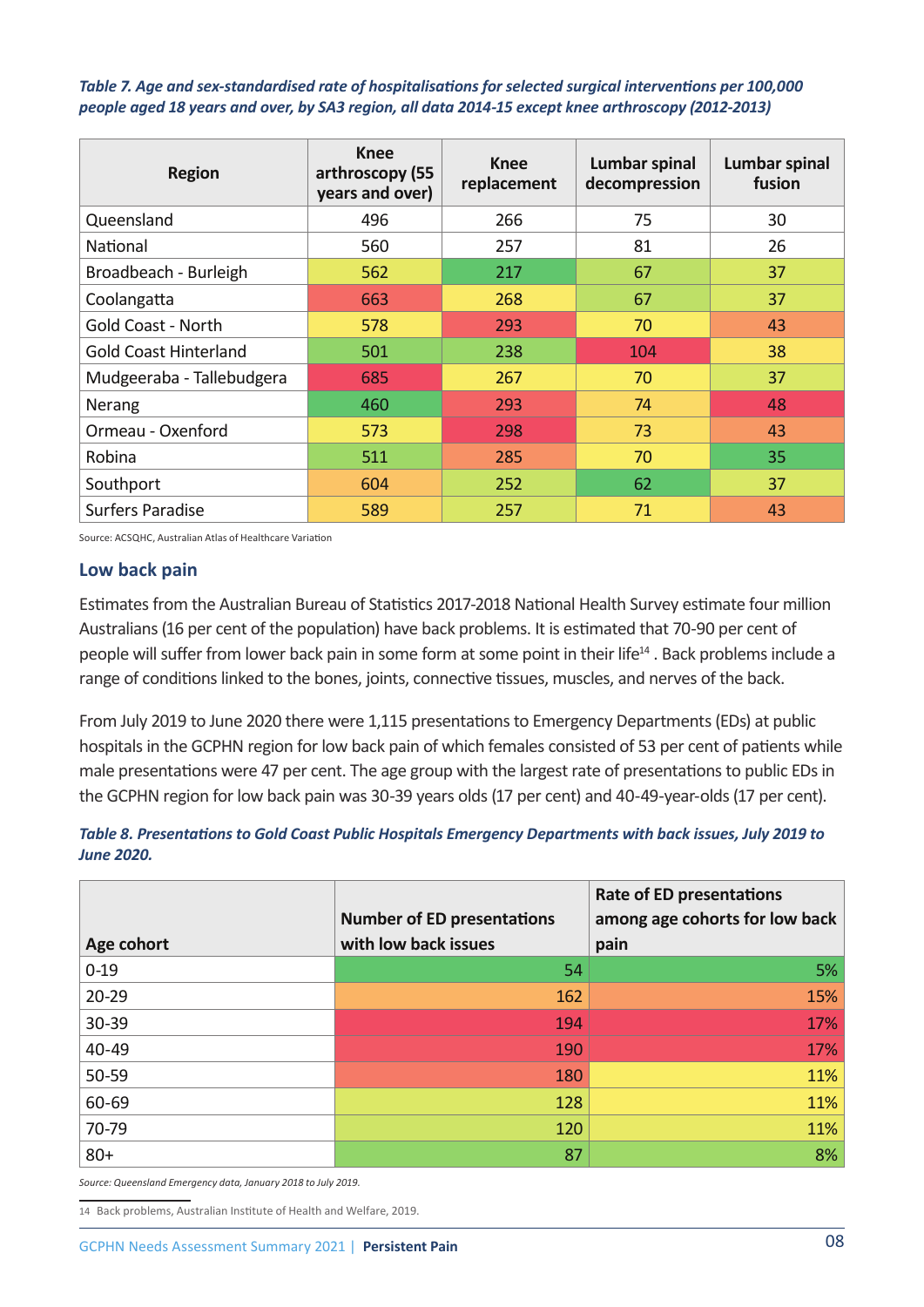*Table 7. Age and sex-standardised rate of hospitalisations for selected surgical interventions per 100,000 people aged 18 years and over, by SA3 region, all data 2014-15 except knee arthroscopy (2012-2013)*

| Region | Knee arthroscopy (55 years and over) | Knee replacement | Lumbar spinal decompression | Lumbar spinal fusion |
|---|---|---|---|---|
| Queensland | 496 | 266 | 75 | 30 |
| National | 560 | 257 | 81 | 26 |
| Broadbeach - Burleigh | 562 | 217 | 67 | 37 |
| Coolangatta | 663 | 268 | 67 | 37 |
| Gold Coast - North | 578 | 293 | 70 | 43 |
| Gold Coast Hinterland | 501 | 238 | 104 | 38 |
| Mudgeeraba - Tallebudgera | 685 | 267 | 70 | 37 |
| Nerang | 460 | 293 | 74 | 48 |
| Ormeau - Oxenford | 573 | 298 | 73 | 43 |
| Robina | 511 | 285 | 70 | 35 |
| Southport | 604 | 252 | 62 | 37 |
| Surfers Paradise | 589 | 257 | 71 | 43 |

Source: ACSQHC, Australian Atlas of Healthcare Variation

## Low back pain

Estimates from the Australian Bureau of Statistics 2017-2018 National Health Survey estimate four million Australians (16 per cent of the population) have back problems. It is estimated that 70-90 per cent of people will suffer from lower back pain in some form at some point in their life[14] . Back problems include a range of conditions linked to the bones, joints, connective tissues, muscles, and nerves of the back.

From July 2019 to June 2020 there were 1,115 presentations to Emergency Departments (EDs) at public hospitals in the GCPHN region for low back pain of which females consisted of 53 per cent of patients while male presentations were 47 per cent. The age group with the largest rate of presentations to public EDs in the GCPHN region for low back pain was 30-39 years olds (17 per cent) and 40-49-year-olds (17 per cent).

*Table 8. Presentations to Gold Coast Public Hospitals Emergency Departments with back issues, July 2019 to June 2020.*

| Age cohort | Number of ED presentations with low back issues | Rate of ED presentations among age cohorts for low back pain |
|---|---|---|
| 0-19 | 54 | 5% |
| 20-29 | 162 | 15% |
| 30-39 | 194 | 17% |
| 40-49 | 190 | 17% |
| 50-59 | 180 | 11% |
| 60-69 | 128 | 11% |
| 70-79 | 120 | 11% |
| 80+ | 87 | 8% |

*Source: Queensland Emergency data, January 2018 to July 2019.*

14 Back problems, Australian Institute of Health and Welfare, 2019.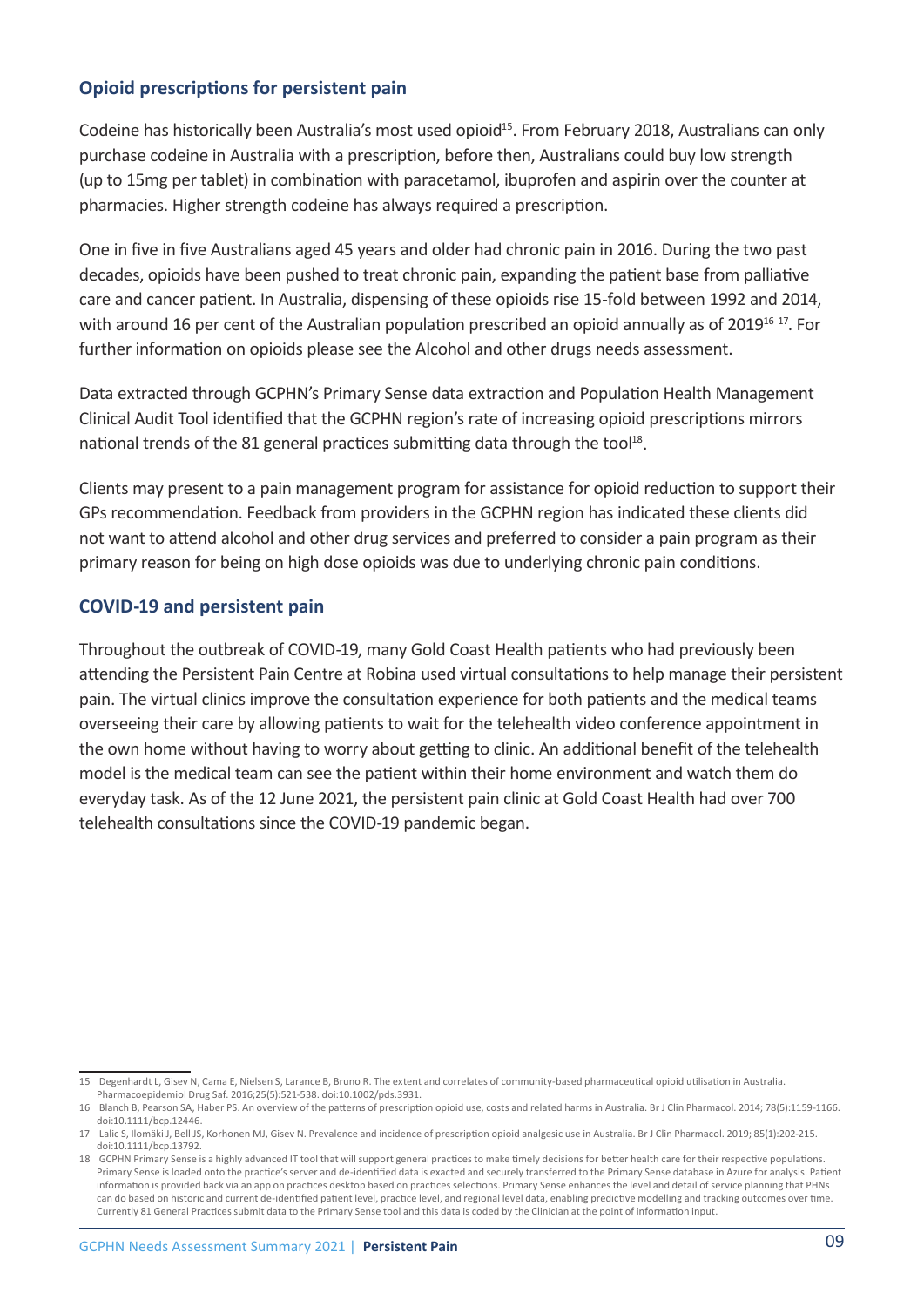## Opioid prescriptions for persistent pain

Codeine has historically been Australia's most used opioid[15]. From February 2018, Australians can only purchase codeine in Australia with a prescription, before then, Australians could buy low strength (up to 15mg per tablet) in combination with paracetamol, ibuprofen and aspirin over the counter at pharmacies. Higher strength codeine has always required a prescription.

One in five in five Australians aged 45 years and older had chronic pain in 2016. During the two past decades, opioids have been pushed to treat chronic pain, expanding the patient base from palliative care and cancer patient. In Australia, dispensing of these opioids rise 15-fold between 1992 and 2014, with around 16 per cent of the Australian population prescribed an opioid annually as of 2019[16 17]. For further information on opioids please see the Alcohol and other drugs needs assessment.

Data extracted through GCPHN's Primary Sense data extraction and Population Health Management Clinical Audit Tool identified that the GCPHN region's rate of increasing opioid prescriptions mirrors national trends of the 81 general practices submitting data through the tool[18].

Clients may present to a pain management program for assistance for opioid reduction to support their GPs recommendation. Feedback from providers in the GCPHN region has indicated these clients did not want to attend alcohol and other drug services and preferred to consider a pain program as their primary reason for being on high dose opioids was due to underlying chronic pain conditions.

## COVID-19 and persistent pain

Throughout the outbreak of COVID-19, many Gold Coast Health patients who had previously been attending the Persistent Pain Centre at Robina used virtual consultations to help manage their persistent pain. The virtual clinics improve the consultation experience for both patients and the medical teams overseeing their care by allowing patients to wait for the telehealth video conference appointment in the own home without having to worry about getting to clinic. An additional benefit of the telehealth model is the medical team can see the patient within their home environment and watch them do everyday task. As of the 12 June 2021, the persistent pain clinic at Gold Coast Health had over 700 telehealth consultations since the COVID-19 pandemic began.

---

15 Degenhardt L, Gisev N, Cama E, Nielsen S, Larance B, Bruno R. The extent and correlates of community-based pharmaceutical opioid utilisation in Australia. Pharmacoepidemiol Drug Saf. 2016;25(5):521-538. doi:10.1002/pds.3931.

16 Blanch B, Pearson SA, Haber PS. An overview of the patterns of prescription opioid use, costs and related harms in Australia. Br J Clin Pharmacol. 2014; 78(5):1159-1166. doi:10.1111/bcp.12446.

17 Lalic S, Ilomäki J, Bell JS, Korhonen MJ, Gisev N. Prevalence and incidence of prescription opioid analgesic use in Australia. Br J Clin Pharmacol. 2019; 85(1):202-215. doi:10.1111/bcp.13792.

18 GCPHN Primary Sense is a highly advanced IT tool that will support general practices to make timely decisions for better health care for their respective populations. Primary Sense is loaded onto the practice's server and de-identified data is exacted and securely transferred to the Primary Sense database in Azure for analysis. Patient information is provided back via an app on practices desktop based on practices selections. Primary Sense enhances the level and detail of service planning that PHNs can do based on historic and current de-identified patient level, practice level, and regional level data, enabling predictive modelling and tracking outcomes over time. Currently 81 General Practices submit data to the Primary Sense tool and this data is coded by the Clinician at the point of information input.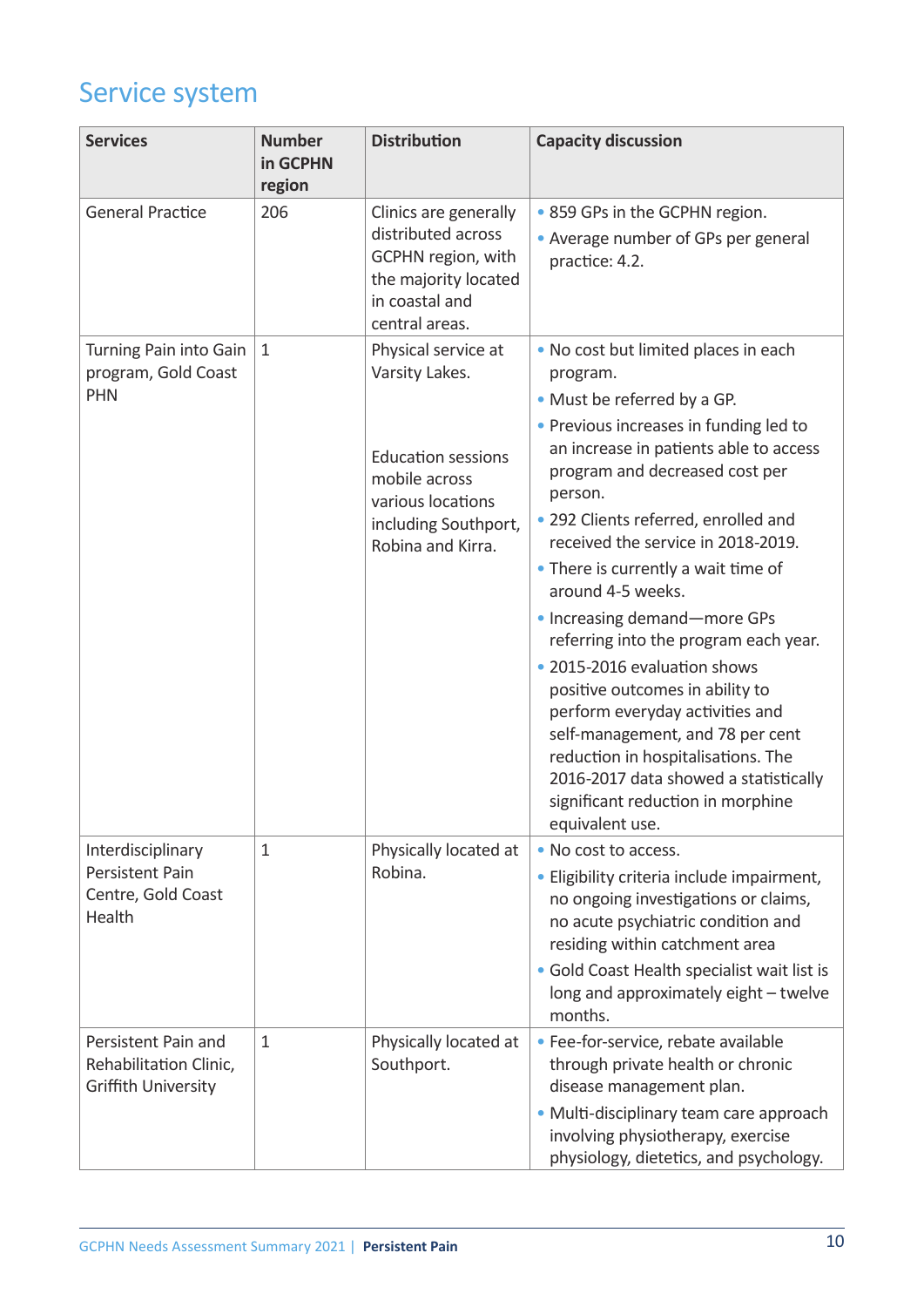## Service system

| Services | Number in GCPHN region | Distribution | Capacity discussion |
|---|---|---|---|
| General Practice | 206 | Clinics are generally distributed across GCPHN region, with the majority located in coastal and central areas. | • 859 GPs in the GCPHN region.<br>• Average number of GPs per general practice: 4.2. |
| Turning Pain into Gain program, Gold Coast PHN | 1 | Physical service at Varsity Lakes.<br><br>Education sessions mobile across various locations including Southport, Robina and Kirra. | • No cost but limited places in each program.<br>• Must be referred by a GP.<br>• Previous increases in funding led to an increase in patients able to access program and decreased cost per person.<br>• 292 Clients referred, enrolled and received the service in 2018-2019.<br>• There is currently a wait time of around 4-5 weeks.<br>• Increasing demand—more GPs referring into the program each year.<br>• 2015-2016 evaluation shows positive outcomes in ability to perform everyday activities and self-management, and 78 per cent reduction in hospitalisations. The 2016-2017 data showed a statistically significant reduction in morphine equivalent use. |
| Interdisciplinary Persistent Pain Centre, Gold Coast Health | 1 | Physically located at Robina. | • No cost to access.<br>• Eligibility criteria include impairment, no ongoing investigations or claims, no acute psychiatric condition and residing within catchment area<br>• Gold Coast Health specialist wait list is long and approximately eight – twelve months. |
| Persistent Pain and Rehabilitation Clinic, Griffith University | 1 | Physically located at Southport. | • Fee-for-service, rebate available through private health or chronic disease management plan.<br>• Multi-disciplinary team care approach involving physiotherapy, exercise physiology, dietetics, and psychology. |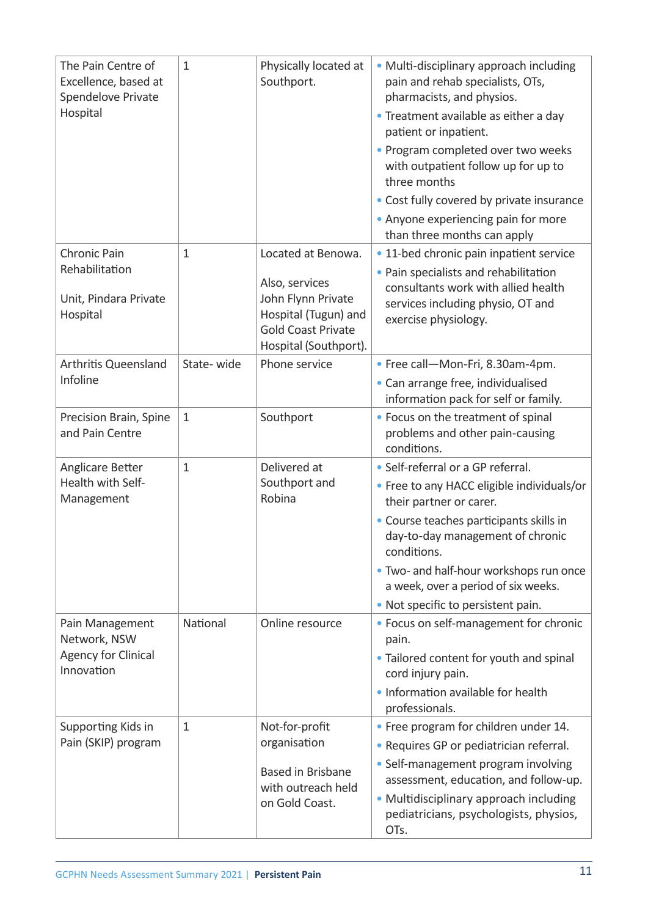| | | | |
|---|---|---|---|
| The Pain Centre of Excellence, based at Spendelove Private Hospital | 1 | Physically located at Southport. | • Multi-disciplinary approach including pain and rehab specialists, OTs, pharmacists, and physios.<br>• Treatment available as either a day patient or inpatient.<br>• Program completed over two weeks with outpatient follow up for up to three months<br>• Cost fully covered by private insurance<br>• Anyone experiencing pain for more than three months can apply |
| Chronic Pain Rehabilitation<br><br>Unit, Pindara Private Hospital | 1 | Located at Benowa.<br><br>Also, services John Flynn Private Hospital (Tugun) and Gold Coast Private Hospital (Southport). | • 11-bed chronic pain inpatient service<br>• Pain specialists and rehabilitation consultants work with allied health services including physio, OT and exercise physiology. |
| Arthritis Queensland Infoline | State- wide | Phone service | • Free call—Mon-Fri, 8.30am-4pm.<br>• Can arrange free, individualised information pack for self or family. |
| Precision Brain, Spine and Pain Centre | 1 | Southport | • Focus on the treatment of spinal problems and other pain-causing conditions. |
| Anglicare Better Health with Self-Management | 1 | Delivered at Southport and Robina | • Self-referral or a GP referral.<br>• Free to any HACC eligible individuals/or their partner or carer.<br>• Course teaches participants skills in day-to-day management of chronic conditions.<br>• Two- and half-hour workshops run once a week, over a period of six weeks.<br>• Not specific to persistent pain. |
| Pain Management Network, NSW Agency for Clinical Innovation | National | Online resource | • Focus on self-management for chronic pain.<br>• Tailored content for youth and spinal cord injury pain.<br>• Information available for health professionals. |
| Supporting Kids in Pain (SKIP) program | 1 | Not-for-profit organisation<br><br>Based in Brisbane with outreach held on Gold Coast. | • Free program for children under 14.<br>• Requires GP or pediatrician referral.<br>• Self-management program involving assessment, education, and follow-up.<br>• Multidisciplinary approach including pediatricians, psychologists, physios, OTs. |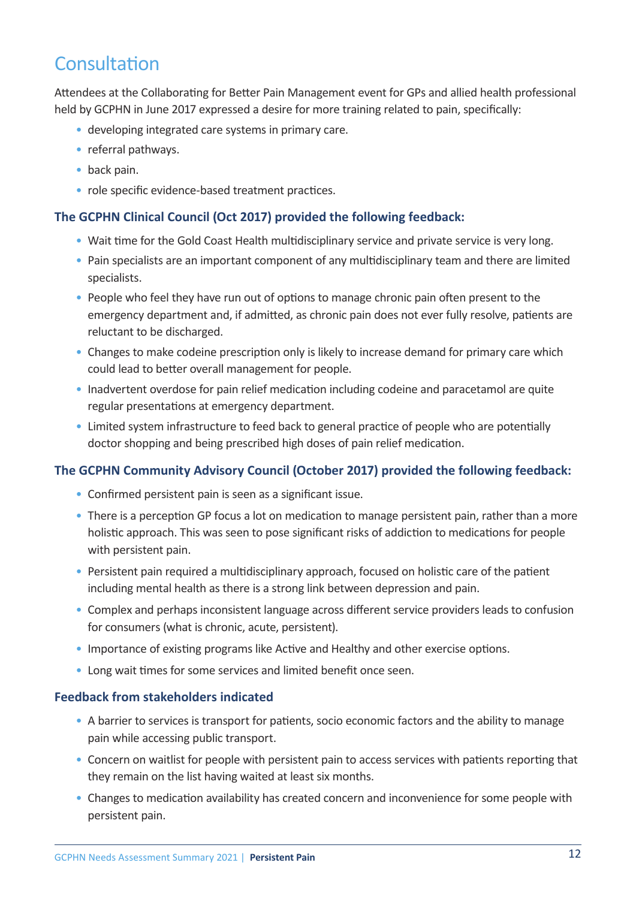## Consultation

Attendees at the Collaborating for Better Pain Management event for GPs and allied health professional held by GCPHN in June 2017 expressed a desire for more training related to pain, specifically:

- developing integrated care systems in primary care.
- referral pathways.
- back pain.
- role specific evidence-based treatment practices.

### The GCPHN Clinical Council (Oct 2017) provided the following feedback:

- Wait time for the Gold Coast Health multidisciplinary service and private service is very long.
- Pain specialists are an important component of any multidisciplinary team and there are limited specialists.
- People who feel they have run out of options to manage chronic pain often present to the emergency department and, if admitted, as chronic pain does not ever fully resolve, patients are reluctant to be discharged.
- Changes to make codeine prescription only is likely to increase demand for primary care which could lead to better overall management for people.
- Inadvertent overdose for pain relief medication including codeine and paracetamol are quite regular presentations at emergency department.
- Limited system infrastructure to feed back to general practice of people who are potentially doctor shopping and being prescribed high doses of pain relief medication.

### The GCPHN Community Advisory Council (October 2017) provided the following feedback:

- Confirmed persistent pain is seen as a significant issue.
- There is a perception GP focus a lot on medication to manage persistent pain, rather than a more holistic approach. This was seen to pose significant risks of addiction to medications for people with persistent pain.
- Persistent pain required a multidisciplinary approach, focused on holistic care of the patient including mental health as there is a strong link between depression and pain.
- Complex and perhaps inconsistent language across different service providers leads to confusion for consumers (what is chronic, acute, persistent).
- Importance of existing programs like Active and Healthy and other exercise options.
- Long wait times for some services and limited benefit once seen.

### Feedback from stakeholders indicated

- A barrier to services is transport for patients, socio economic factors and the ability to manage pain while accessing public transport.
- Concern on waitlist for people with persistent pain to access services with patients reporting that they remain on the list having waited at least six months.
- Changes to medication availability has created concern and inconvenience for some people with persistent pain.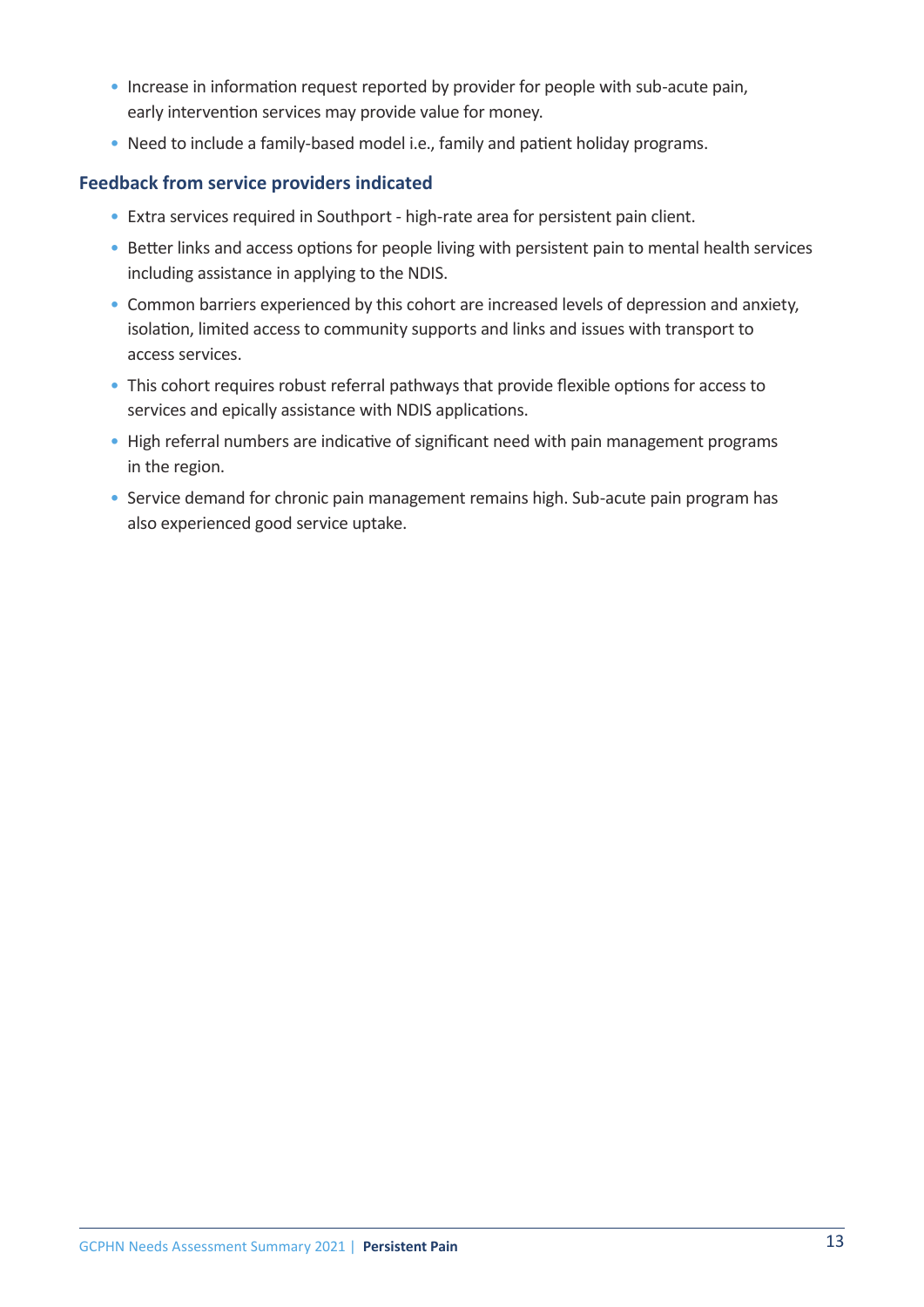- Increase in information request reported by provider for people with sub-acute pain, early intervention services may provide value for money.
- Need to include a family-based model i.e., family and patient holiday programs.

### Feedback from service providers indicated

- Extra services required in Southport - high-rate area for persistent pain client.
- Better links and access options for people living with persistent pain to mental health services including assistance in applying to the NDIS.
- Common barriers experienced by this cohort are increased levels of depression and anxiety, isolation, limited access to community supports and links and issues with transport to access services.
- This cohort requires robust referral pathways that provide flexible options for access to services and epically assistance with NDIS applications.
- High referral numbers are indicative of significant need with pain management programs in the region.
- Service demand for chronic pain management remains high. Sub-acute pain program has also experienced good service uptake.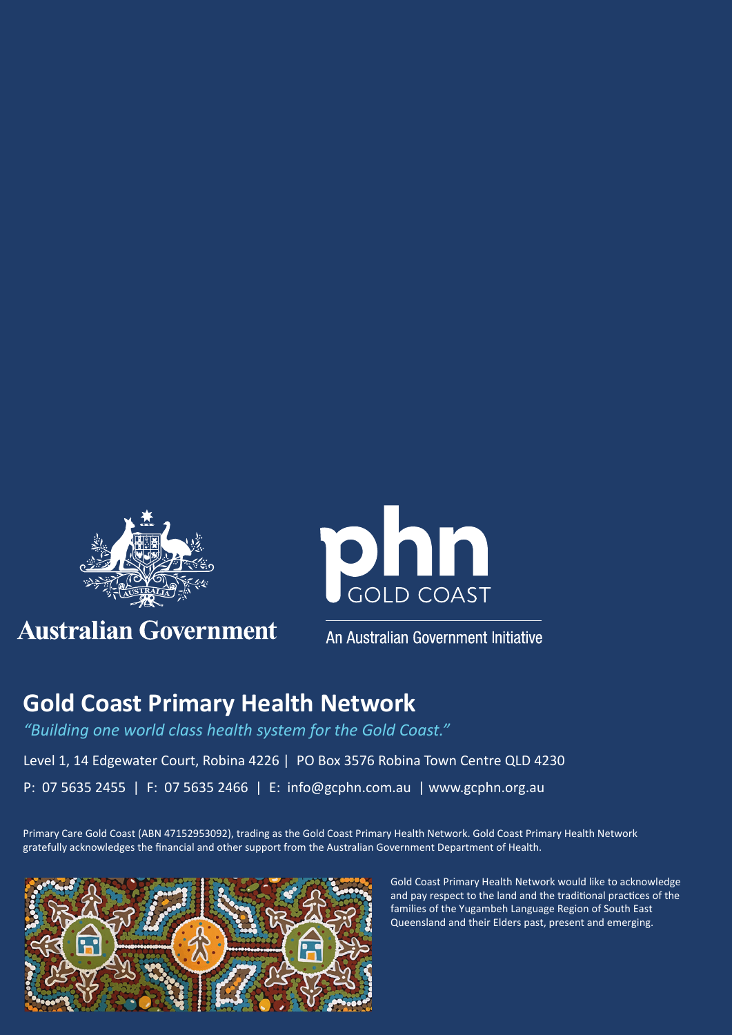Australian Government

phn GOLD COAST

An Australian Government Initiative

## Gold Coast Primary Health Network

*"Building one world class health system for the Gold Coast."*

Level 1, 14 Edgewater Court, Robina 4226 | PO Box 3576 Robina Town Centre QLD 4230

P: 07 5635 2455 | F: 07 5635 2466 | E: info@gcphn.com.au | www.gcphn.org.au

Primary Care Gold Coast (ABN 47152953092), trading as the Gold Coast Primary Health Network. Gold Coast Primary Health Network gratefully acknowledges the financial and other support from the Australian Government Department of Health.

Gold Coast Primary Health Network would like to acknowledge and pay respect to the land and the traditional practices of the families of the Yugambeh Language Region of South East Queensland and their Elders past, present and emerging.